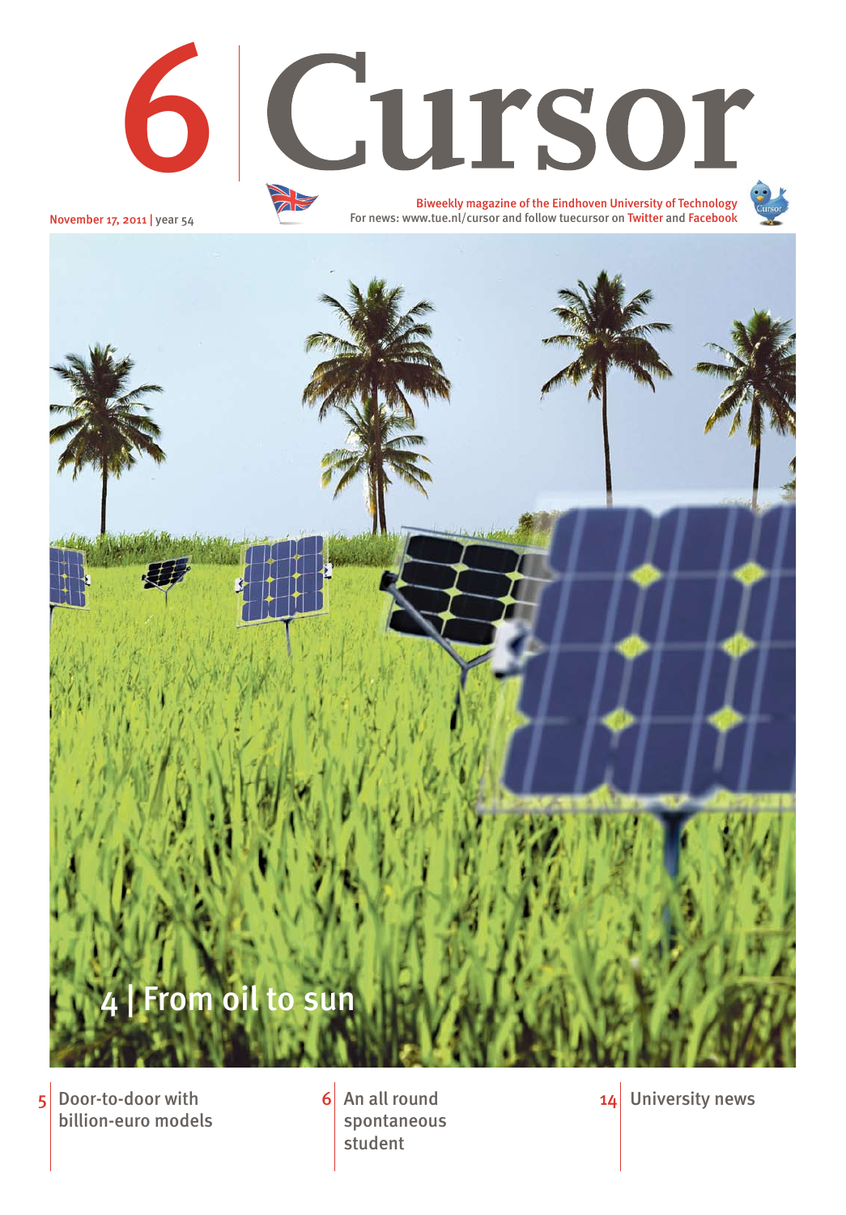# 6 Cursor

November 17, 2011 | year 54

Biweekly magazine of the Eindhoven University of Technology

For news: www.tue.nl/cursor and follow tuecursor on Twitter and Facebook

## 4 | From oil to sun

5 | Door-to-door with billion-euro models

6 | An all round spontaneous student

14 | University news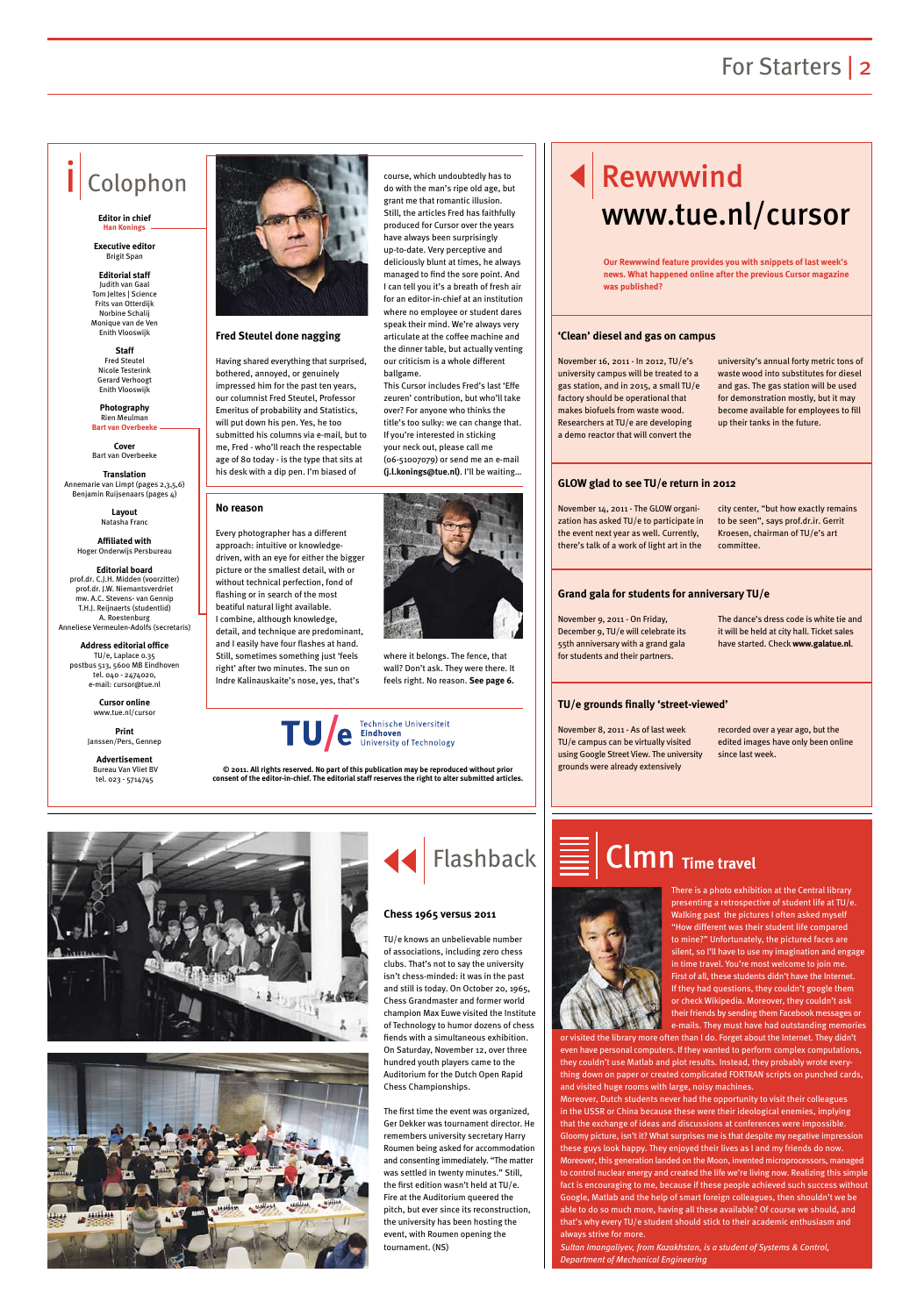# Colophon

**Editor in chief**
Han Konings

**Executive editor**
Brigit Span

**Editorial staff**
Judith van Gaal
Tom Jeltes | Science
Frits van Otterdijk
Norbine Schalij
Monique van de Ven
Enith Vlooswijk

**Staff**
Fred Steutel
Nicole Testerink
Gerard Verhoogt
Enith Vlooswijk

**Photography**
Rien Meulman
Bart van Overbeeke

**Cover**
Bart van Overbeeke

**Translation**
Annemarie van Limpt (pages 2,3,5,6)
Benjamin Ruijsenaars (pages 4)

**Layout**
Natasha Franc

**Affiliated with**
Hoger Onderwijs Persbureau

**Editorial board**
prof.dr. C.J.H. Midden (voorzitter)
prof.dr. J.W. Niemantsverdriet
mw. A.C. Stevens- van Gennip
T.H.J. Reijnaerts (studentlid)
A. Roestenburg
Anneliese Vermeulen-Adolfs (secretaris)

**Address editorial office**
TU/e, Laplace 0.35
postbus 513, 5600 MB Eindhoven
tel. 040 - 2474020,
e-mail: cursor@tue.nl

**Cursor online**
www.tue.nl/cursor

**Print**
Janssen/Pers, Gennep

**Advertisement**
Bureau Van Vliet BV
tel. 023 - 5714745

### Fred Steutel done nagging

Having shared everything that surprised, bothered, annoyed, or genuinely impressed him for the past ten years, our columnist Fred Steutel, Professor Emeritus of probability and Statistics, will put down his pen. Yes, he too submitted his columns via e-mail, but to me, Fred - who'll reach the respectable age of 80 today - is the type that sits at his desk with a dip pen. I'm biased of course, which undoubtedly has to do with the man's ripe old age, but grant me that romantic illusion.
Still, the articles Fred has faithfully produced for Cursor over the years have always been surprisingly up-to-date. Very perceptive and deliciously blunt at times, he always managed to find the sore point. And I can tell you it's a breath of fresh air for an editor-in-chief at an institution where no employee or student dares speak their mind. We're always very articulate at the coffee machine and the dinner table, but actually venting our criticism is a whole different ballgame.
This Cursor includes Fred's last 'Effe zeuren' contribution, but who'll take over? For anyone who thinks the title's too sulky: we can change that. If you're interested in sticking your neck out, please call me (06-51007079) or send me an e-mail (**j.l.konings@tue.nl**). I'll be waiting...

### No reason

Every photographer has a different approach: intuitive or knowledge-driven, with an eye for either the bigger picture or the smallest detail, with or without technical perfection, fond of flashing or in search of the most beatiful natural light available.
I combine, although knowledge, detail, and technique are predominant, and I easily have four flashes at hand. Still, sometimes something just 'feels right' after two minutes. The sun on Indre Kalinauskaite's nose, yes, that's where it belongs. The fence, that wall? Don't ask. They were there. It feels right. No reason. **See page 6.**

**© 2011. All rights reserved. No part of this publication may be reproduced without prior consent of the editor-in-chief. The editorial staff reserves the right to alter submitted articles.**

# Rewwwind www.tue.nl/cursor

**Our Rewwwind feature provides you with snippets of last week's news. What happened online after the previous Cursor magazine was published?**

### 'Clean' diesel and gas on campus

November 16, 2011 - In 2012, TU/e's university campus will be treated to a gas station, and in 2015, a small TU/e factory should be operational that makes biofuels from waste wood. Researchers at TU/e are developing a demo reactor that will convert the university's annual forty metric tons of waste wood into substitutes for diesel and gas. The gas station will be used for demonstration mostly, but it may become available for employees to fill up their tanks in the future.

### GLOW glad to see TU/e return in 2012

November 14, 2011 - The GLOW organization has asked TU/e to participate in the event next year as well. Currently, there's talk of a work of light art in the city center, "but how exactly remains to be seen", says prof.dr.ir. Gerrit Kroesen, chairman of TU/e's art committee.

### Grand gala for students for anniversary TU/e

November 9, 2011 - On Friday, December 9, TU/e will celebrate its 55th anniversary with a grand gala for students and their partners. The dance's dress code is white tie and it will be held at city hall. Ticket sales have started. Check **www.galatue.nl.**

### TU/e grounds finally 'street-viewed'

November 8, 2011 - As of last week TU/e campus can be virtually visited using Google Street View. The university grounds were already extensively recorded over a year ago, but the edited images have only been online since last week.

# Flashback

### Chess 1965 versus 2011

TU/e knows an unbelievable number of associations, including zero chess clubs. That's not to say the university isn't chess-minded: it was in the past and still is today. On October 20, 1965, Chess Grandmaster and former world champion Max Euwe visited the Institute of Technology to humor dozens of chess fiends with a simultaneous exhibition. On Saturday, November 12, over three hundred youth players came to the Auditorium for the Dutch Open Rapid Chess Championships.

The first time the event was organized, Ger Dekker was tournament director. He remembers university secretary Harry Roumen being asked for accommodation and consenting immediately. "The matter was settled in twenty minutes." Still, the first edition wasn't held at TU/e. Fire at the Auditorium queered the pitch, but ever since its reconstruction, the university has been hosting the event, with Roumen opening the tournament. (NS)

# Clmn Time travel

There is a photo exhibition at the Central library presenting a retrospective of student life at TU/e. Walking past the pictures I often asked myself "How different was their student life compared to mine?" Unfortunately, the pictured faces are silent, so I'll have to use my imagination and engage in time travel. You're most welcome to join me.
First of all, these students didn't have the Internet. If they had questions, they couldn't google them or check Wikipedia. Moreover, they couldn't ask their friends by sending them Facebook messages or e-mails. They must have had outstanding memories or visited the library more often than I do. Forget about the Internet. They didn't even have personal computers. If they wanted to perform complex computations, they couldn't use Matlab and plot results. Instead, they probably wrote everything down on paper or created complicated FORTRAN scripts on punched cards, and visited huge rooms with large, noisy machines.
Moreover, Dutch students never had the opportunity to visit their colleagues in the USSR or China because these were their ideological enemies, implying that the exchange of ideas and discussions at conferences were impossible.
Gloomy picture, isn't it? What surprises me is that despite my negative impression these guys look happy. They enjoyed their lives as I and my friends do now.
Moreover, this generation landed on the Moon, invented microprocessors, managed to control nuclear energy and created the life we're living now. Realizing this simple fact is encouraging to me, because if these people achieved such success without Google, Matlab and the help of smart foreign colleagues, then shouldn't we be able to do so much more, having all these available? Of course we should, and that's why every TU/e student should stick to their academic enthusiasm and always strive for more.

*Sultan Imangaliyev, from Kazakhstan, is a student of Systems & Control, Department of Mechanical Engineering*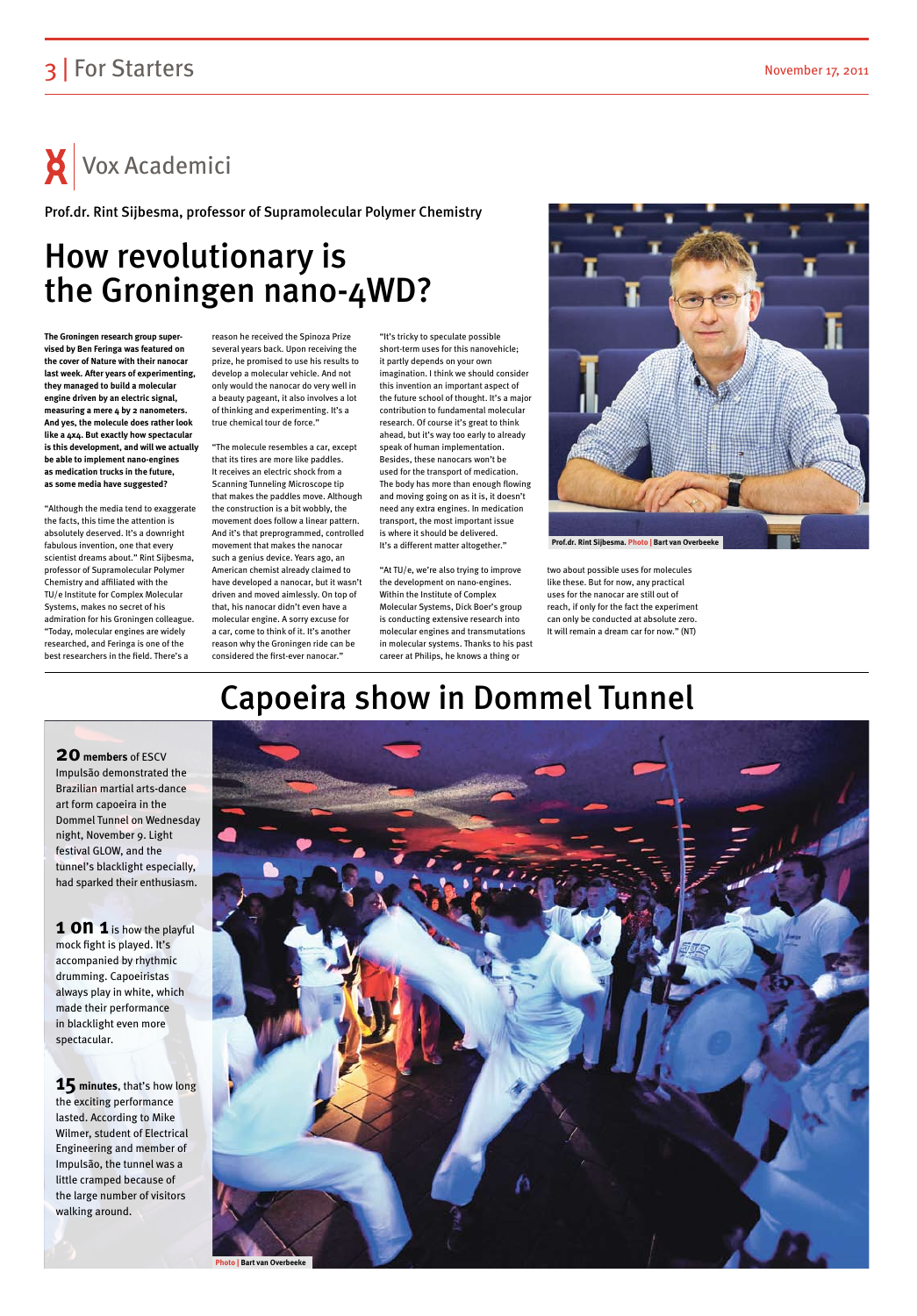# Vox Academici

Prof.dr. Rint Sijbesma, professor of Supramolecular Polymer Chemistry

## How revolutionary is the Groningen nano-4WD?

**The Groningen research group supervised by Ben Feringa was featured on the cover of Nature with their nanocar last week. After years of experimenting, they managed to build a molecular engine driven by an electric signal, measuring a mere 4 by 2 nanometers. And yes, the molecule does rather look like a 4x4. But exactly how spectacular is this development, and will we actually be able to implement nano-engines as medication trucks in the future, as some media have suggested?**

"Although the media tend to exaggerate the facts, this time the attention is absolutely deserved. It's a downright fabulous invention, one that every scientist dreams about." Rint Sijbesma, professor of Supramolecular Polymer Chemistry and affiliated with the TU/e Institute for Complex Molecular Systems, makes no secret of his admiration for his Groningen colleague. "Today, molecular engines are widely researched, and Feringa is one of the best researchers in the field. There's a reason he received the Spinoza Prize several years back. Upon receiving the prize, he promised to use his results to develop a molecular vehicle. And not only would the nanocar do very well in a beauty pageant, it also involves a lot of thinking and experimenting. It's a true chemical tour de force."

"The molecule resembles a car, except that its tires are more like paddles. It receives an electric shock from a Scanning Tunneling Microscope tip that makes the paddles move. Although the construction is a bit wobbly, the movement does follow a linear pattern. And it's that preprogrammed, controlled movement that makes the nanocar such a genius device. Years ago, an American chemist already claimed to have developed a nanocar, but it wasn't driven and moved aimlessly. On top of that, his nanocar didn't even have a molecular engine. A sorry excuse for a car, come to think of it. It's another reason why the Groningen ride can be considered the first-ever nanocar."

"It's tricky to speculate possible short-term uses for this nanovehicle; it partly depends on your own imagination. I think we should consider this invention an important aspect of the future school of thought. It's a major contribution to fundamental molecular research. Of course it's great to think ahead, but it's way too early to already speak of human implementation. Besides, these nanocars won't be used for the transport of medication. The body has more than enough flowing and moving going on as it is, it doesn't need any extra engines. In medication transport, the most important issue is where it should be delivered. It's a different matter altogether."

"At TU/e, we're also trying to improve the development on nano-engines. Within the Institute of Complex Molecular Systems, Dick Boer's group is conducting extensive research into molecular engines and transmutations in molecular systems. Thanks to his past career at Philips, he knows a thing or two about possible uses for molecules like these. But for now, any practical uses for the nanocar are still out of reach, if only for the fact the experiment can only be conducted at absolute zero. It will remain a dream car for now." (NT)

Prof.dr. Rint Sijbesma. Photo | Bart van Overbeeke

## Capoeira show in Dommel Tunnel

**20 members** of ESCV Impulsão demonstrated the Brazilian martial arts-dance art form capoeira in the Dommel Tunnel on Wednesday night, November 9. Light festival GLOW, and the tunnel's blacklight especially, had sparked their enthusiasm.

**1 on 1** is how the playful mock fight is played. It's accompanied by rhythmic drumming. Capoeiristas always play in white, which made their performance in blacklight even more spectacular.

**15 minutes**, that's how long the exciting performance lasted. According to Mike Wilmer, student of Electrical Engineering and member of Impulsão, the tunnel was a little cramped because of the large number of visitors walking around.

Photo | Bart van Overbeeke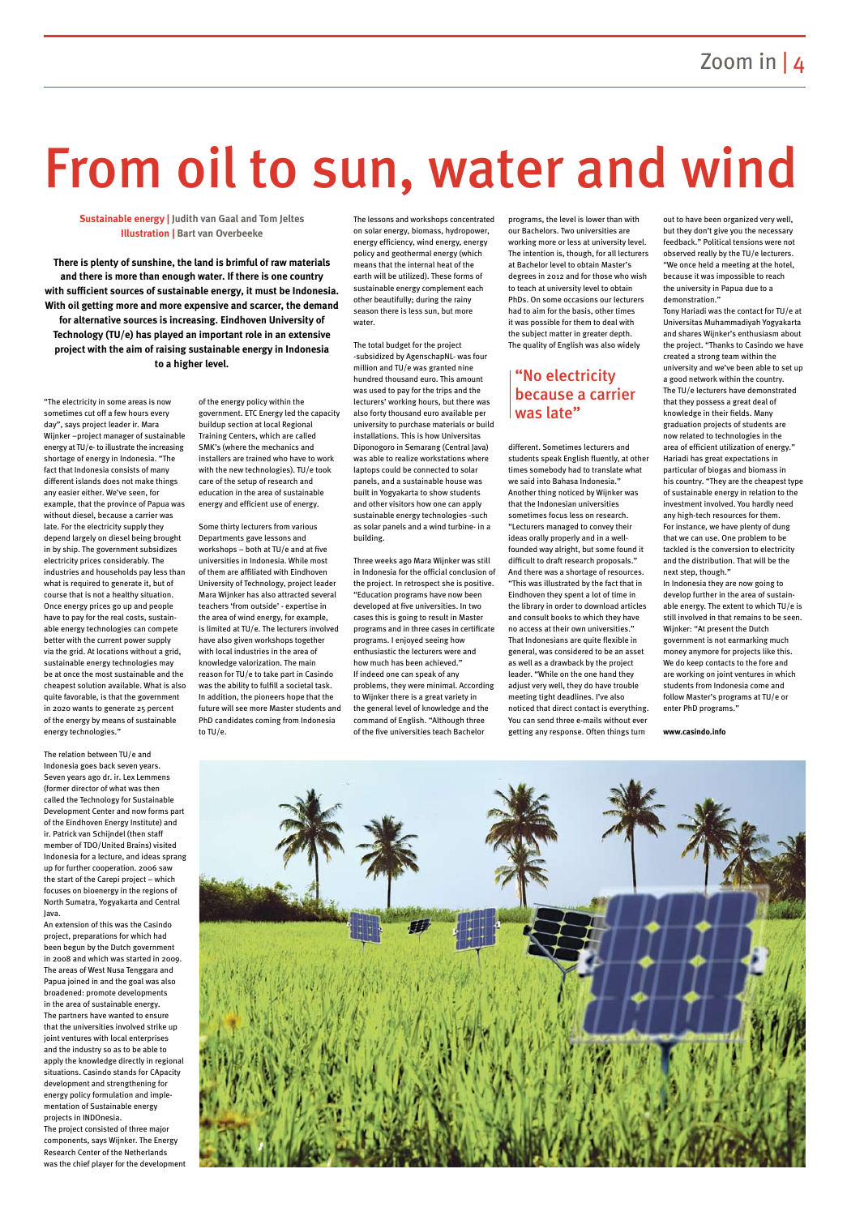# From oil to sun, water and wind

**Sustainable energy |** Judith van Gaal and Tom Jeltes
**Illustration |** Bart van Overbeeke

**There is plenty of sunshine, the land is brimful of raw materials and there is more than enough water. If there is one country with sufficient sources of sustainable energy, it must be Indonesia. With oil getting more and more expensive and scarcer, the demand for alternative sources is increasing. Eindhoven University of Technology (TU/e) has played an important role in an extensive project with the aim of raising sustainable energy in Indonesia to a higher level.**

"The electricity in some areas is now sometimes cut off a few hours every day", says project leader ir. Mara Wijnker –project manager of sustainable energy at TU/e- to illustrate the increasing shortage of energy in Indonesia. "The fact that Indonesia consists of many different islands does not make things any easier either. We've seen, for example, that the province of Papua was without diesel, because a carrier was late. For the electricity supply they depend largely on diesel being brought in by ship. The government subsidizes electricity prices considerably. The industries and households pay less than what is required to generate it, but of course that is not a healthy situation. Once energy prices go up and people have to pay for the real costs, sustainable energy technologies can compete better with the current power supply via the grid. At locations without a grid, sustainable energy technologies may be at once the most sustainable and the cheapest solution available. What is also quite favorable, is that the government in 2020 wants to generate 25 percent of the energy by means of sustainable energy technologies."

The relation between TU/e and Indonesia goes back seven years. Seven years ago dr. ir. Lex Lemmens (former director of what was then called the Technology for Sustainable Development Center and now forms part of the Eindhoven Energy Institute) and ir. Patrick van Schijndel (then staff member of TDO/United Brains) visited Indonesia for a lecture, and ideas sprang up for further cooperation. 2006 saw the start of the Carepi project – which focuses on bioenergy in the regions of North Sumatra, Yogyakarta and Central Java.

An extension of this was the Casindo project, preparations for which had been begun by the Dutch government in 2008 and which was started in 2009. The areas of West Nusa Tenggara and Papua joined in and the goal was also broadened: promote developments in the area of sustainable energy. The partners have wanted to ensure that the universities involved strike up joint ventures with local enterprises and the industry so as to be able to apply the knowledge directly in regional situations. Casindo stands for CApacity development and strengthening for energy policy formulation and implementation of Sustainable energy projects in INDOnesia.

The project consisted of three major components, says Wijnker. The Energy Research Center of the Netherlands was the chief player for the development of the energy policy within the government. ETC Energy led the capacity buildup section at local Regional Training Centers, which are called SMK's (where the mechanics and installers are trained who have to work with the new technologies). TU/e took care of the setup of research and education in the area of sustainable energy and efficient use of energy.

Some thirty lecturers from various Departments gave lessons and workshops – both at TU/e and at five universities in Indonesia. While most of them are affiliated with Eindhoven University of Technology, project leader Mara Wijnker has also attracted several teachers 'from outside' - expertise in the area of wind energy, for example, is limited at TU/e. The lecturers involved have also given workshops together with local industries in the area of knowledge valorization. The main reason for TU/e to take part in Casindo was the ability to fulfill a societal task. In addition, the pioneers hope that the future will see more Master students and PhD candidates coming from Indonesia to TU/e.

The lessons and workshops concentrated on solar energy, biomass, hydropower, energy efficiency, wind energy, energy policy and geothermal energy (which means that the internal heat of the earth will be utilized). These forms of sustainable energy complement each other beautifully; during the rainy season there is less sun, but more water.

The total budget for the project -subsidized by AgenschapNL- was four million and TU/e was granted nine hundred thousand euro. This amount was used to pay for the trips and the lecturers' working hours, but there was also forty thousand euro available per university to purchase materials or build installations. This is how Universitas Diponogoro in Semarang (Central Java) was able to realize workstations where laptops could be connected to solar panels, and a sustainable house was built in Yogyakarta to show students and other visitors how one can apply sustainable energy technologies -such as solar panels and a wind turbine- in a building.

Three weeks ago Mara Wijnker was still in Indonesia for the official conclusion of the project. In retrospect she is positive. "Education programs have now been developed at five universities. In two cases this is going to result in Master programs and in three cases in certificate programs. I enjoyed seeing how enthusiastic the lecturers were and how much has been achieved."

If indeed one can speak of any problems, they were minimal. According to Wijnker there is a great variety in the general level of knowledge and the command of English. "Although three of the five universities teach Bachelor programs, the level is lower than with our Bachelors. Two universities are working more or less at university level. The intention is, though, for all lecturers at Bachelor level to obtain Master's degrees in 2012 and for those who wish to teach at university level to obtain PhDs. On some occasions our lecturers had to aim for the basis, other times it was possible for them to deal with the subject matter in greater depth. The quality of English was also widely different. Sometimes lecturers and students speak English fluently, at other times somebody had to translate what we said into Bahasa Indonesia."

## "No electricity because a carrier was late"

Another thing noticed by Wijnker was that the Indonesian universities sometimes focus less on research. "Lecturers managed to convey their ideas orally properly and in a well-founded way alright, but some found it difficult to draft research proposals." And there was a shortage of resources. "This was illustrated by the fact that in Eindhoven they spent a lot of time in the library in order to download articles and consult books to which they have no access at their own universities."

That Indonesians are quite flexible in general, was considered to be an asset as well as a drawback by the project leader. "While on the one hand they adjust very well, they do have trouble meeting tight deadlines. I've also noticed that direct contact is everything. You can send three e-mails without ever getting any response. Often things turn out to have been organized very well, but they don't give you the necessary feedback." Political tensions were not observed really by the TU/e lecturers. "We once held a meeting at the hotel, because it was impossible to reach the university in Papua due to a demonstration."

Tony Hariadi was the contact for TU/e at Universitas Muhammadiyah Yogyakarta and shares Wijnker's enthusiasm about the project. "Thanks to Casindo we have created a strong team within the university and we've been able to set up a good network within the country. The TU/e lecturers have demonstrated that they possess a great deal of knowledge in their fields. Many graduation projects of students are now related to technologies in the area of efficient utilization of energy." Hariadi has great expectations in particular of biogas and biomass in his country. "They are the cheapest type of sustainable energy in relation to the investment involved. You hardly need any high-tech resources for them. For instance, we have plenty of dung that we can use. One problem to be tackled is the conversion to electricity and the distribution. That will be the next step, though."

In Indonesia they are now going to develop further in the area of sustainable energy. The extent to which TU/e is still involved in that remains to be seen. Wijnker: "At present the Dutch government is not earmarking much money anymore for projects like this. We do keep contacts to the fore and are working on joint ventures in which students from Indonesia come and follow Master's programs at TU/e or enter PhD programs."

**www.casindo.info**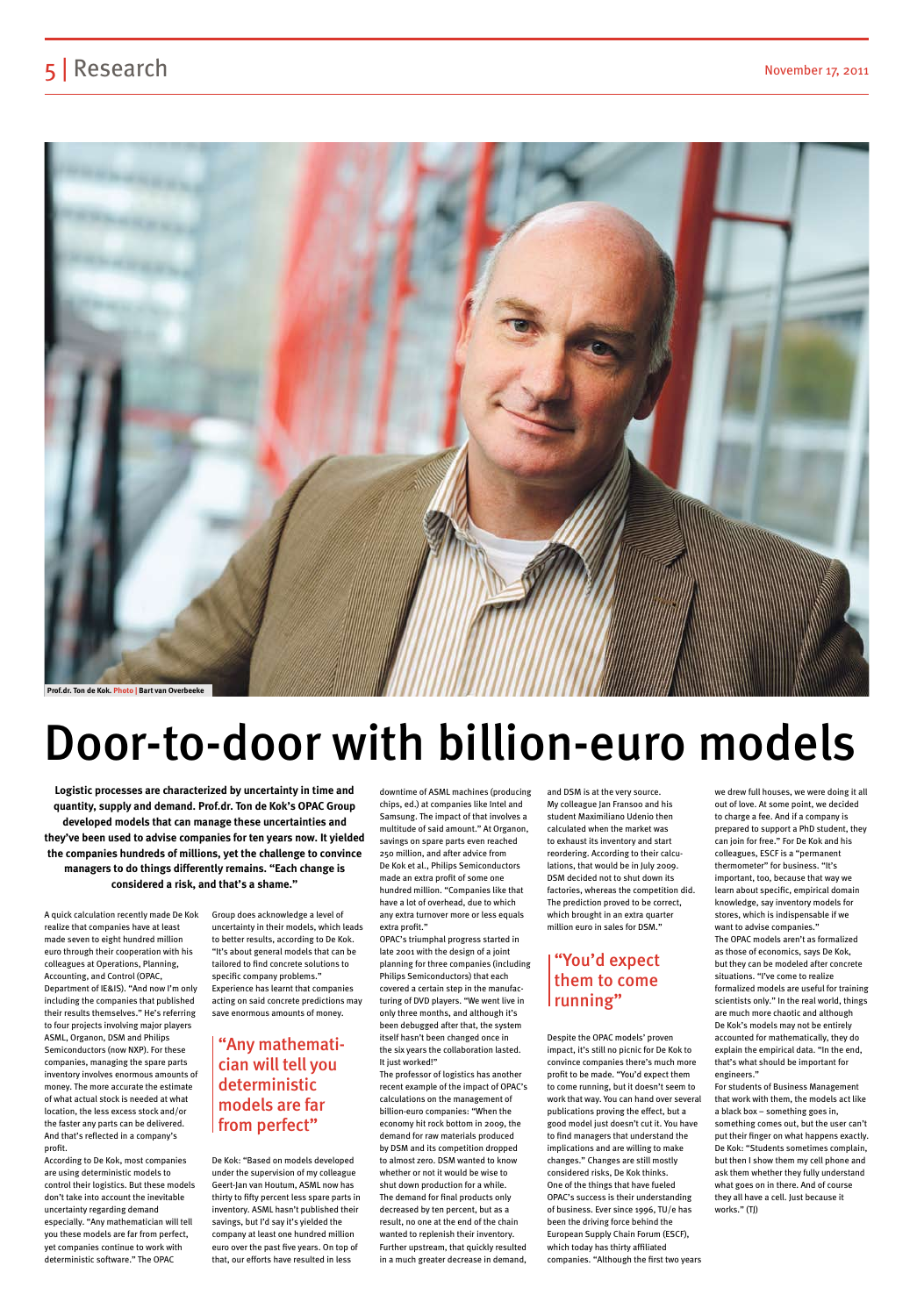Prof.dr. Ton de Kok. Photo | Bart van Overbeeke

# Door-to-door with billion-euro models

**Logistic processes are characterized by uncertainty in time and quantity, supply and demand. Prof.dr. Ton de Kok's OPAC Group developed models that can manage these uncertainties and they've been used to advise companies for ten years now. It yielded the companies hundreds of millions, yet the challenge to convince managers to do things differently remains. "Each change is considered a risk, and that's a shame."**

A quick calculation recently made De Kok realize that companies have at least made seven to eight hundred million euro through their cooperation with his colleagues at Operations, Planning, Accounting, and Control (OPAC, Department of IE&IS). "And now I'm only including the companies that published their results themselves." He's referring to four projects involving major players ASML, Organon, DSM and Philips Semiconductors (now NXP). For these companies, managing the spare parts inventory involves enormous amounts of money. The more accurate the estimate of what actual stock is needed at what location, the less excess stock and/or the faster any parts can be delivered. And that's reflected in a company's profit.

According to De Kok, most companies are using deterministic models to control their logistics. But these models don't take into account the inevitable uncertainty regarding demand especially. "Any mathematician will tell you these models are far from perfect, yet companies continue to work with deterministic software." The OPAC Group does acknowledge a level of uncertainty in their models, which leads to better results, according to De Kok. "It's about general models that can be tailored to find concrete solutions to specific company problems." Experience has learnt that companies acting on said concrete predictions may save enormous amounts of money.

## "Any mathematician will tell you deterministic models are far from perfect"

De Kok: "Based on models developed under the supervision of my colleague Geert-Jan van Houtum, ASML now has thirty to fifty percent less spare parts in inventory. ASML hasn't published their savings, but I'd say it's yielded the company at least one hundred million euro over the past five years. On top of that, our efforts have resulted in less downtime of ASML machines (producing chips, ed.) at companies like Intel and Samsung. The impact of that involves a multitude of said amount." At Organon, savings on spare parts even reached 250 million, and after advice from De Kok et al., Philips Semiconductors made an extra profit of some one hundred million. "Companies like that have a lot of overhead, due to which any extra turnover more or less equals extra profit."

OPAC's triumphal progress started in late 2001 with the design of a joint planning for three companies (including Philips Semiconductors) that each covered a certain step in the manufacturing of DVD players. "We went live in only three months, and although it's been debugged after that, the system itself hasn't been changed once in the six years the collaboration lasted. It just worked!"

The professor of logistics has another recent example of the impact of OPAC's calculations on the management of billion-euro companies: "When the economy hit rock bottom in 2009, the demand for raw materials produced by DSM and its competition dropped to almost zero. DSM wanted to know whether or not it would be wise to shut down production for a while. The demand for final products only decreased by ten percent, but as a result, no one at the end of the chain wanted to replenish their inventory. Further upstream, that quickly resulted in a much greater decrease in demand, and DSM is at the very source. My colleague Jan Fransoo and his student Maximiliano Udenio then calculated when the market was to exhaust its inventory and start reordering. According to their calculations, that would be in July 2009. DSM decided not to shut down its factories, whereas the competition did. The prediction proved to be correct, which brought in an extra quarter million euro in sales for DSM."

## "You'd expect them to come running"

Despite the OPAC models' proven impact, it's still no picnic for De Kok to convince companies there's much more profit to be made. "You'd expect them to come running, but it doesn't seem to work that way. You can hand over several publications proving the effect, but a good model just doesn't cut it. You have to find managers that understand the implications and are willing to make changes." Changes are still mostly considered risks, De Kok thinks.

One of the things that have fueled OPAC's success is their understanding of business. Ever since 1996, TU/e has been the driving force behind the European Supply Chain Forum (ESCF), which today has thirty affiliated companies. "Although the first two years we drew full houses, we were doing it all out of love. At some point, we decided to charge a fee. And if a company is prepared to support a PhD student, they can join for free." For De Kok and his colleagues, ESCF is a "permanent thermometer" for business. "It's important, too, because that way we learn about specific, empirical domain knowledge, say inventory models for stores, which is indispensable if we want to advise companies."

The OPAC models aren't as formalized as those of economics, says De Kok, but they can be modeled after concrete situations. "I've come to realize formalized models are useful for training scientists only." In the real world, things are much more chaotic and although De Kok's models may not be entirely accounted for mathematically, they do explain the empirical data. "In the end, that's what should be important for engineers."

For students of Business Management that work with them, the models act like a black box – something goes in, something comes out, but the user can't put their finger on what happens exactly. De Kok: "Students sometimes complain, but then I show them my cell phone and ask them whether they fully understand what goes on in there. And of course they all have a cell. Just because it works." (TJ)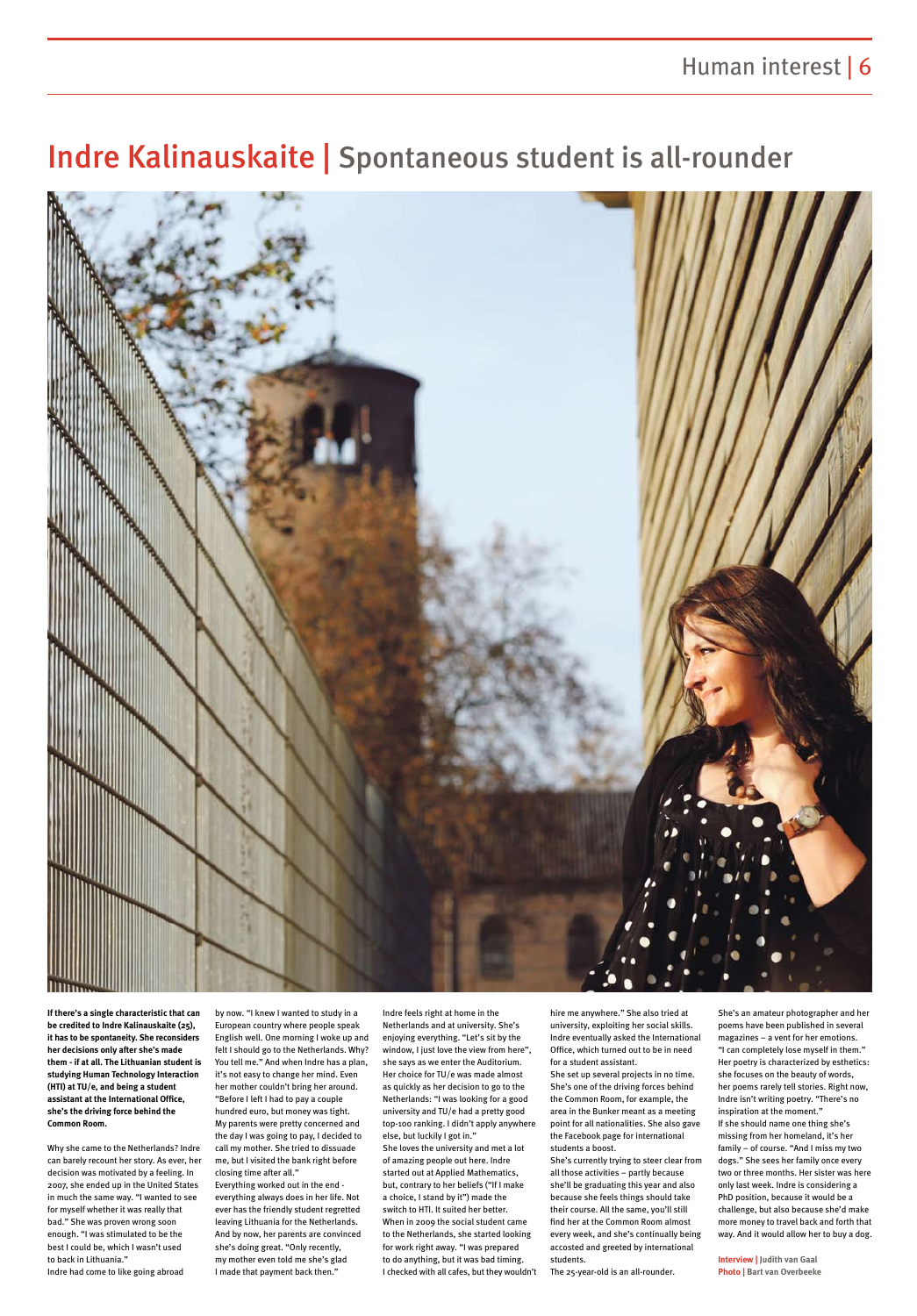# Indre Kalinauskaite | Spontaneous student is all-rounder

**If there's a single characteristic that can be credited to Indre Kalinauskaite (25), it has to be spontaneity. She reconsiders her decisions only after she's made them - if at all. The Lithuanian student is studying Human Technology Interaction (HTI) at TU/e, and being a student assistant at the International Office, she's the driving force behind the Common Room.**

Why she came to the Netherlands? Indre can barely recount her story. As ever, her decision was motivated by a feeling. In 2007, she ended up in the United States in much the same way. "I wanted to see for myself whether it was really that bad." She was proven wrong soon enough. "I was stimulated to be the best I could be, which I wasn't used to back in Lithuania."

Indre had come to like going abroad by now. "I knew I wanted to study in a European country where people speak English well. One morning I woke up and felt I should go to the Netherlands. Why? You tell me." And when Indre has a plan, it's not easy to change her mind. Even her mother couldn't bring her around. "Before I left I had to pay a couple hundred euro, but money was tight. My parents were pretty concerned and the day I was going to pay, I decided to call my mother. She tried to dissuade me, but I visited the bank right before closing time after all."

Everything worked out in the end - everything always does in her life. Not ever has the friendly student regretted leaving Lithuania for the Netherlands. And by now, her parents are convinced she's doing great. "Only recently, my mother even told me she's glad I made that payment back then."

Indre feels right at home in the Netherlands and at university. She's enjoying everything. "Let's sit by the window, I just love the view from here", she says as we enter the Auditorium. Her choice for TU/e was made almost as quickly as her decision to go to the Netherlands: "I was looking for a good university and TU/e had a pretty good top-100 ranking. I didn't apply anywhere else, but luckily I got in."

She loves the university and met a lot of amazing people out here. Indre started out at Applied Mathematics, but, contrary to her beliefs ("If I make a choice, I stand by it") made the switch to HTI. It suited her better.

When in 2009 the social student came to the Netherlands, she started looking for work right away. "I was prepared to do anything, but it was bad timing. I checked with all cafes, but they wouldn't hire me anywhere." She also tried at university, exploiting her social skills. Indre eventually asked the International Office, which turned out to be in need for a student assistant.

She set up several projects in no time. She's one of the driving forces behind the Common Room, for example, the area in the Bunker meant as a meeting point for all nationalities. She also gave the Facebook page for international students a boost.

She's currently trying to steer clear from all those activities – partly because she'll be graduating this year and also because she feels things should take their course. All the same, you'll still find her at the Common Room almost every week, and she's continually being accosted and greeted by international students.

The 25-year-old is an all-rounder. She's an amateur photographer and her poems have been published in several magazines – a vent for her emotions. "I can completely lose myself in them." Her poetry is characterized by esthetics: she focuses on the beauty of words, her poems rarely tell stories. Right now, Indre isn't writing poetry. "There's no inspiration at the moment."

If she should name one thing she's missing from her homeland, it's her family – of course. "And I miss my two dogs." She sees her family once every two or three months. Her sister was here only last week. Indre is considering a PhD position, because it would be a challenge, but also because she'd make more money to travel back and forth that way. And it would allow her to buy a dog.

**Interview | Judith van Gaal**
**Photo | Bart van Overbeeke**